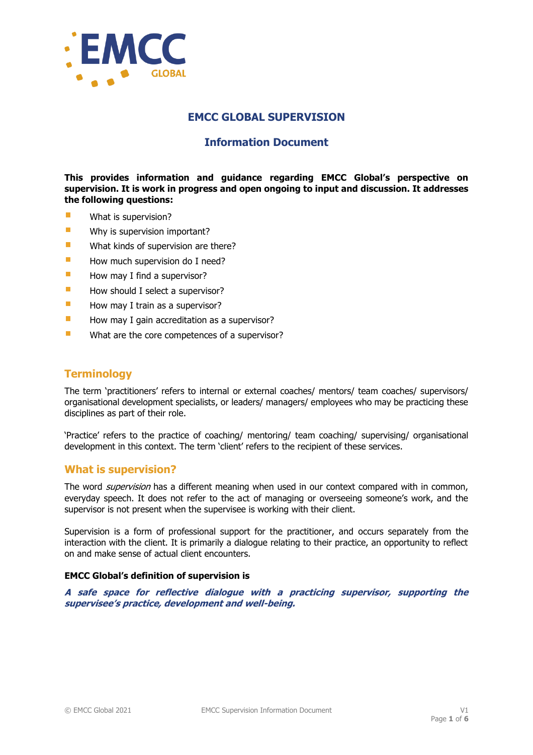# EMCC GLOBAL SUPERVISION

## Information Document

**This provides information and guidance regarding EMCC Global's perspective on supervision. It is work in progress and open ongoing to input and discussion. It addresses the following questions:**

- What is supervision?
- Why is supervision important?
- What kinds of supervision are there?
- How much supervision do I need?
- How may I find a supervisor?
- How should I select a supervisor?
- How may I train as a supervisor?
- How may I gain accreditation as a supervisor?
- What are the core competences of a supervisor?

## Terminology

The term 'practitioners' refers to internal or external coaches/ mentors/ team coaches/ supervisors/ organisational development specialists, or leaders/ managers/ employees who may be practicing these disciplines as part of their role.

'Practice' refers to the practice of coaching/ mentoring/ team coaching/ supervising/ organisational development in this context. The term 'client' refers to the recipient of these services.

## What is supervision?

The word *supervision* has a different meaning when used in our context compared with in common, everyday speech. It does not refer to the act of managing or overseeing someone's work, and the supervisor is not present when the supervisee is working with their client.

Supervision is a form of professional support for the practitioner, and occurs separately from the interaction with the client. It is primarily a dialogue relating to their practice, an opportunity to reflect on and make sense of actual client encounters.

**EMCC Global's definition of supervision is**

***A safe space for reflective dialogue with a practicing supervisor, supporting the supervisee's practice, development and well-being.***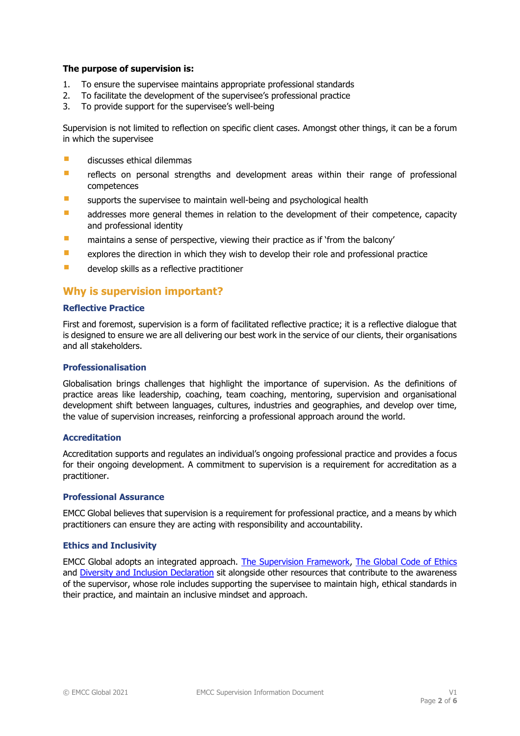**The purpose of supervision is:**

1. To ensure the supervisee maintains appropriate professional standards
2. To facilitate the development of the supervisee's professional practice
3. To provide support for the supervisee's well-being

Supervision is not limited to reflection on specific client cases. Amongst other things, it can be a forum in which the supervisee

- discusses ethical dilemmas
- reflects on personal strengths and development areas within their range of professional competences
- supports the supervisee to maintain well-being and psychological health
- addresses more general themes in relation to the development of their competence, capacity and professional identity
- maintains a sense of perspective, viewing their practice as if 'from the balcony'
- explores the direction in which they wish to develop their role and professional practice
- develop skills as a reflective practitioner

## Why is supervision important?

### Reflective Practice

First and foremost, supervision is a form of facilitated reflective practice; it is a reflective dialogue that is designed to ensure we are all delivering our best work in the service of our clients, their organisations and all stakeholders.

### Professionalisation

Globalisation brings challenges that highlight the importance of supervision. As the definitions of practice areas like leadership, coaching, team coaching, mentoring, supervision and organisational development shift between languages, cultures, industries and geographies, and develop over time, the value of supervision increases, reinforcing a professional approach around the world.

### Accreditation

Accreditation supports and regulates an individual's ongoing professional practice and provides a focus for their ongoing development. A commitment to supervision is a requirement for accreditation as a practitioner.

### Professional Assurance

EMCC Global believes that supervision is a requirement for professional practice, and a means by which practitioners can ensure they are acting with responsibility and accountability.

### Ethics and Inclusivity

EMCC Global adopts an integrated approach. The Supervision Framework, The Global Code of Ethics and Diversity and Inclusion Declaration sit alongside other resources that contribute to the awareness of the supervisor, whose role includes supporting the supervisee to maintain high, ethical standards in their practice, and maintain an inclusive mindset and approach.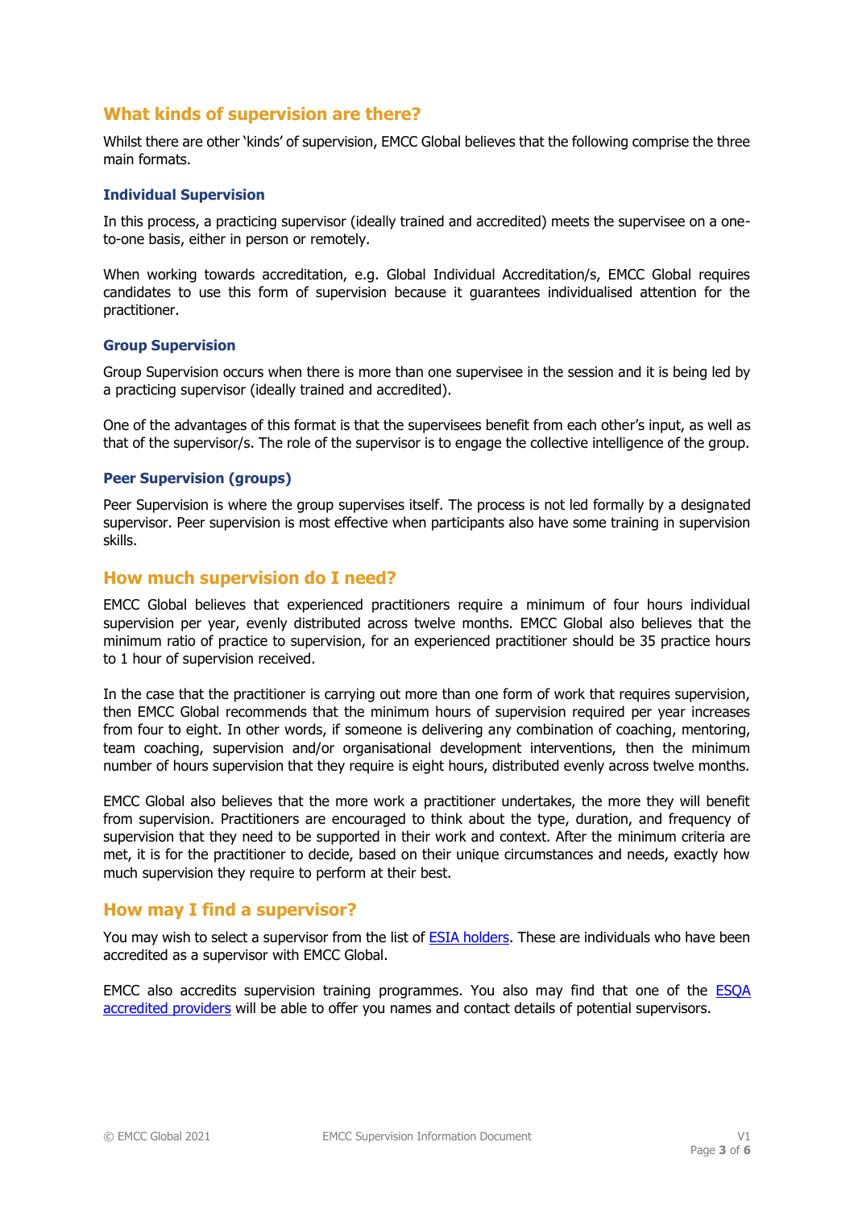## What kinds of supervision are there?

Whilst there are other 'kinds' of supervision, EMCC Global believes that the following comprise the three main formats.

### Individual Supervision

In this process, a practicing supervisor (ideally trained and accredited) meets the supervisee on a one-to-one basis, either in person or remotely.

When working towards accreditation, e.g. Global Individual Accreditation/s, EMCC Global requires candidates to use this form of supervision because it guarantees individualised attention for the practitioner.

### Group Supervision

Group Supervision occurs when there is more than one supervisee in the session and it is being led by a practicing supervisor (ideally trained and accredited).

One of the advantages of this format is that the supervisees benefit from each other's input, as well as that of the supervisor/s. The role of the supervisor is to engage the collective intelligence of the group.

### Peer Supervision (groups)

Peer Supervision is where the group supervises itself. The process is not led formally by a designated supervisor. Peer supervision is most effective when participants also have some training in supervision skills.

## How much supervision do I need?

EMCC Global believes that experienced practitioners require a minimum of four hours individual supervision per year, evenly distributed across twelve months. EMCC Global also believes that the minimum ratio of practice to supervision, for an experienced practitioner should be 35 practice hours to 1 hour of supervision received.

In the case that the practitioner is carrying out more than one form of work that requires supervision, then EMCC Global recommends that the minimum hours of supervision required per year increases from four to eight. In other words, if someone is delivering any combination of coaching, mentoring, team coaching, supervision and/or organisational development interventions, then the minimum number of hours supervision that they require is eight hours, distributed evenly across twelve months.

EMCC Global also believes that the more work a practitioner undertakes, the more they will benefit from supervision. Practitioners are encouraged to think about the type, duration, and frequency of supervision that they need to be supported in their work and context. After the minimum criteria are met, it is for the practitioner to decide, based on their unique circumstances and needs, exactly how much supervision they require to perform at their best.

## How may I find a supervisor?

You may wish to select a supervisor from the list of ESIA holders. These are individuals who have been accredited as a supervisor with EMCC Global.

EMCC also accredits supervision training programmes. You also may find that one of the ESQA accredited providers will be able to offer you names and contact details of potential supervisors.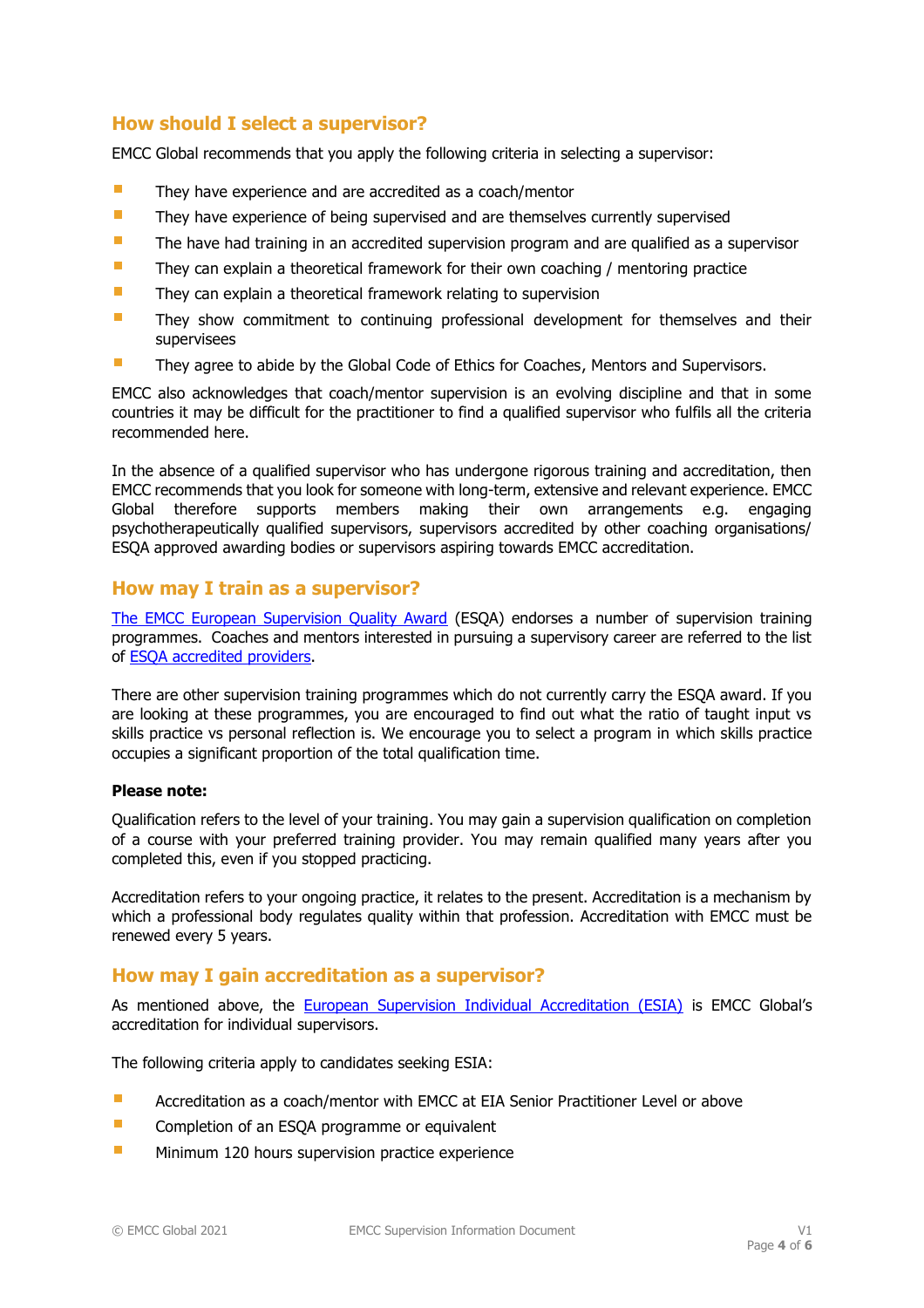## How should I select a supervisor?

EMCC Global recommends that you apply the following criteria in selecting a supervisor:

- They have experience and are accredited as a coach/mentor
- They have experience of being supervised and are themselves currently supervised
- The have had training in an accredited supervision program and are qualified as a supervisor
- They can explain a theoretical framework for their own coaching / mentoring practice
- They can explain a theoretical framework relating to supervision
- They show commitment to continuing professional development for themselves and their supervisees
- They agree to abide by the Global Code of Ethics for Coaches, Mentors and Supervisors.

EMCC also acknowledges that coach/mentor supervision is an evolving discipline and that in some countries it may be difficult for the practitioner to find a qualified supervisor who fulfils all the criteria recommended here.

In the absence of a qualified supervisor who has undergone rigorous training and accreditation, then EMCC recommends that you look for someone with long-term, extensive and relevant experience. EMCC Global therefore supports members making their own arrangements e.g. engaging psychotherapeutically qualified supervisors, supervisors accredited by other coaching organisations/ ESQA approved awarding bodies or supervisors aspiring towards EMCC accreditation.

## How may I train as a supervisor?

The EMCC European Supervision Quality Award (ESQA) endorses a number of supervision training programmes. Coaches and mentors interested in pursuing a supervisory career are referred to the list of ESQA accredited providers.

There are other supervision training programmes which do not currently carry the ESQA award. If you are looking at these programmes, you are encouraged to find out what the ratio of taught input vs skills practice vs personal reflection is. We encourage you to select a program in which skills practice occupies a significant proportion of the total qualification time.

**Please note:**

Qualification refers to the level of your training. You may gain a supervision qualification on completion of a course with your preferred training provider. You may remain qualified many years after you completed this, even if you stopped practicing.

Accreditation refers to your ongoing practice, it relates to the present. Accreditation is a mechanism by which a professional body regulates quality within that profession. Accreditation with EMCC must be renewed every 5 years.

## How may I gain accreditation as a supervisor?

As mentioned above, the European Supervision Individual Accreditation (ESIA) is EMCC Global's accreditation for individual supervisors.

The following criteria apply to candidates seeking ESIA:

- Accreditation as a coach/mentor with EMCC at EIA Senior Practitioner Level or above
- Completion of an ESQA programme or equivalent
- Minimum 120 hours supervision practice experience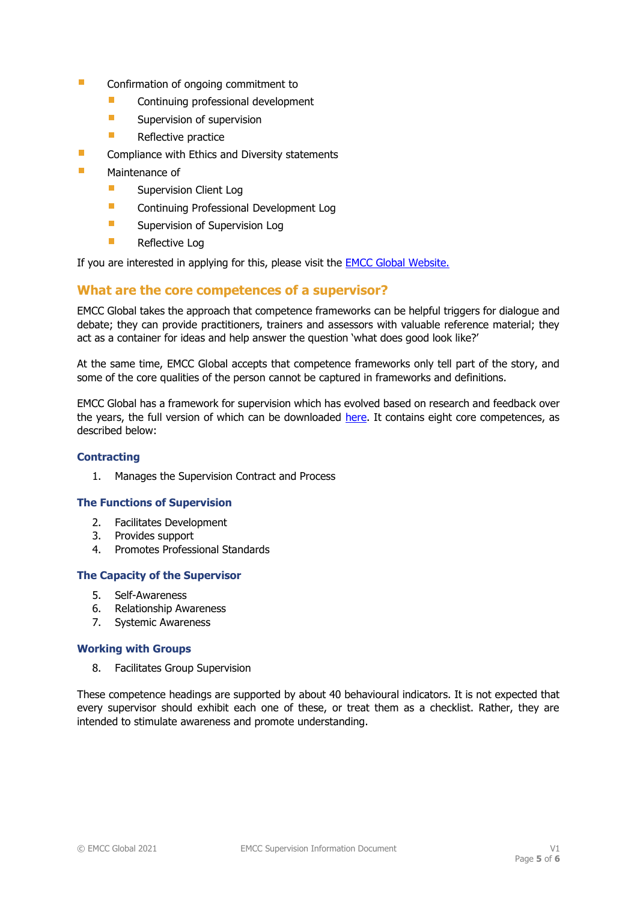- Confirmation of ongoing commitment to
  - Continuing professional development
  - Supervision of supervision
  - Reflective practice
- Compliance with Ethics and Diversity statements
- Maintenance of
  - Supervision Client Log
  - Continuing Professional Development Log
  - Supervision of Supervision Log
  - Reflective Log

If you are interested in applying for this, please visit the [EMCC Global Website.]()

## What are the core competences of a supervisor?

EMCC Global takes the approach that competence frameworks can be helpful triggers for dialogue and debate; they can provide practitioners, trainers and assessors with valuable reference material; they act as a container for ideas and help answer the question 'what does good look like?'

At the same time, EMCC Global accepts that competence frameworks only tell part of the story, and some of the core qualities of the person cannot be captured in frameworks and definitions.

EMCC Global has a framework for supervision which has evolved based on research and feedback over the years, the full version of which can be downloaded [here](). It contains eight core competences, as described below:

### Contracting

1. Manages the Supervision Contract and Process

### The Functions of Supervision

2. Facilitates Development
3. Provides support
4. Promotes Professional Standards

### The Capacity of the Supervisor

5. Self-Awareness
6. Relationship Awareness
7. Systemic Awareness

### Working with Groups

8. Facilitates Group Supervision

These competence headings are supported by about 40 behavioural indicators. It is not expected that every supervisor should exhibit each one of these, or treat them as a checklist. Rather, they are intended to stimulate awareness and promote understanding.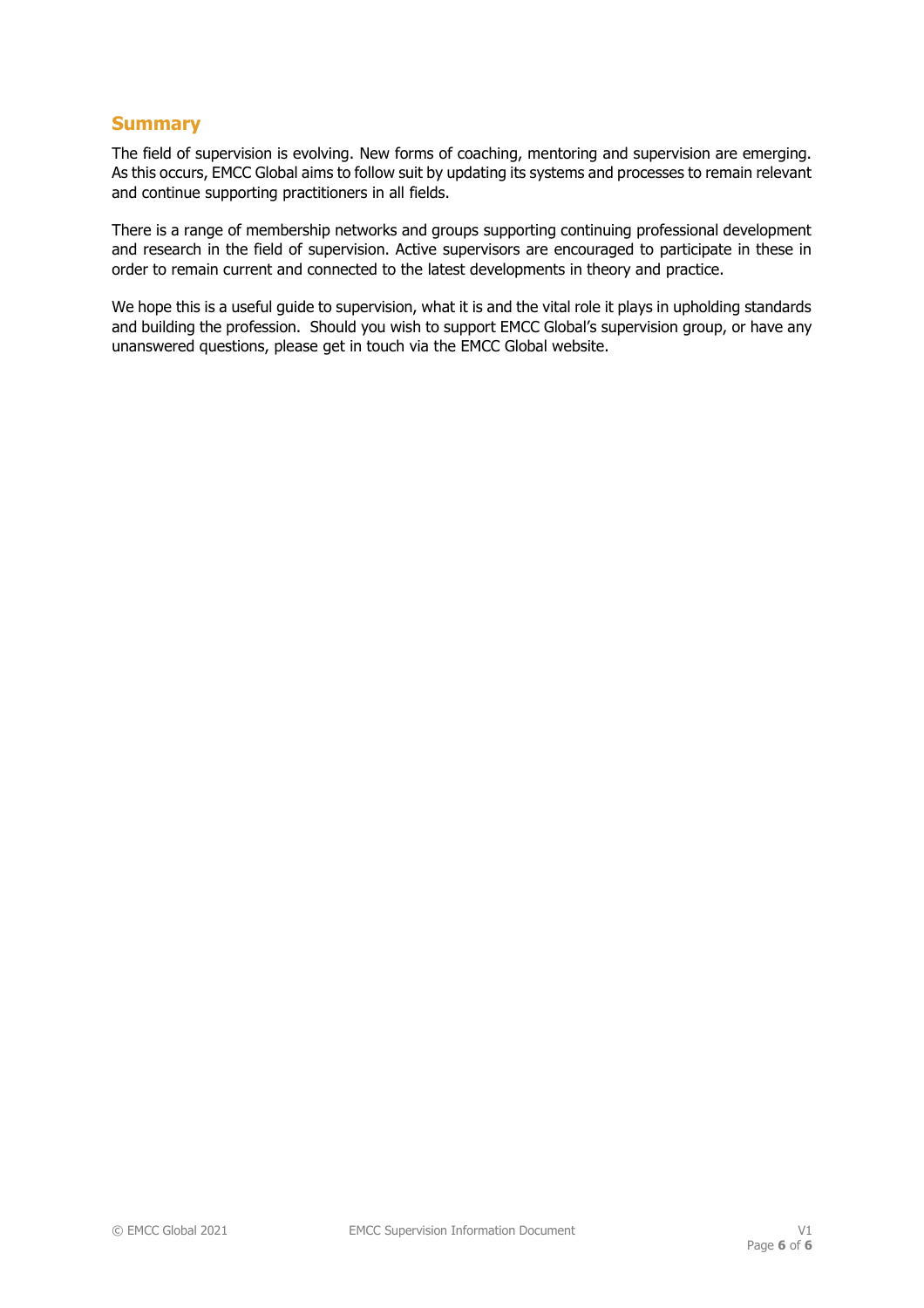## Summary

The field of supervision is evolving. New forms of coaching, mentoring and supervision are emerging. As this occurs, EMCC Global aims to follow suit by updating its systems and processes to remain relevant and continue supporting practitioners in all fields.

There is a range of membership networks and groups supporting continuing professional development and research in the field of supervision. Active supervisors are encouraged to participate in these in order to remain current and connected to the latest developments in theory and practice.

We hope this is a useful guide to supervision, what it is and the vital role it plays in upholding standards and building the profession. Should you wish to support EMCC Global's supervision group, or have any unanswered questions, please get in touch via the EMCC Global website.